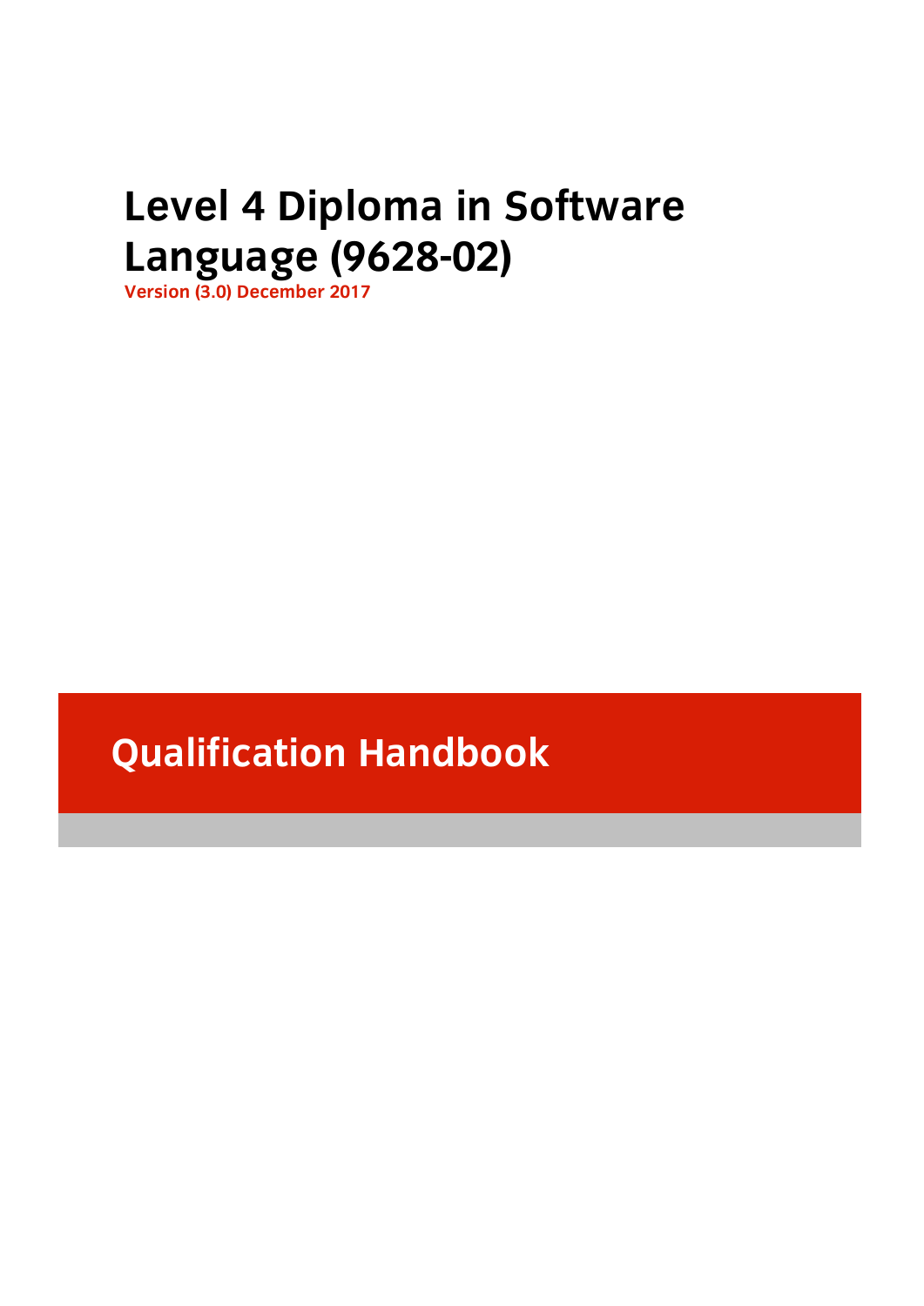# Level 4 Diploma in Software Language (9628-02)

**Version (3.0) December 2017**

## Qualification Handbook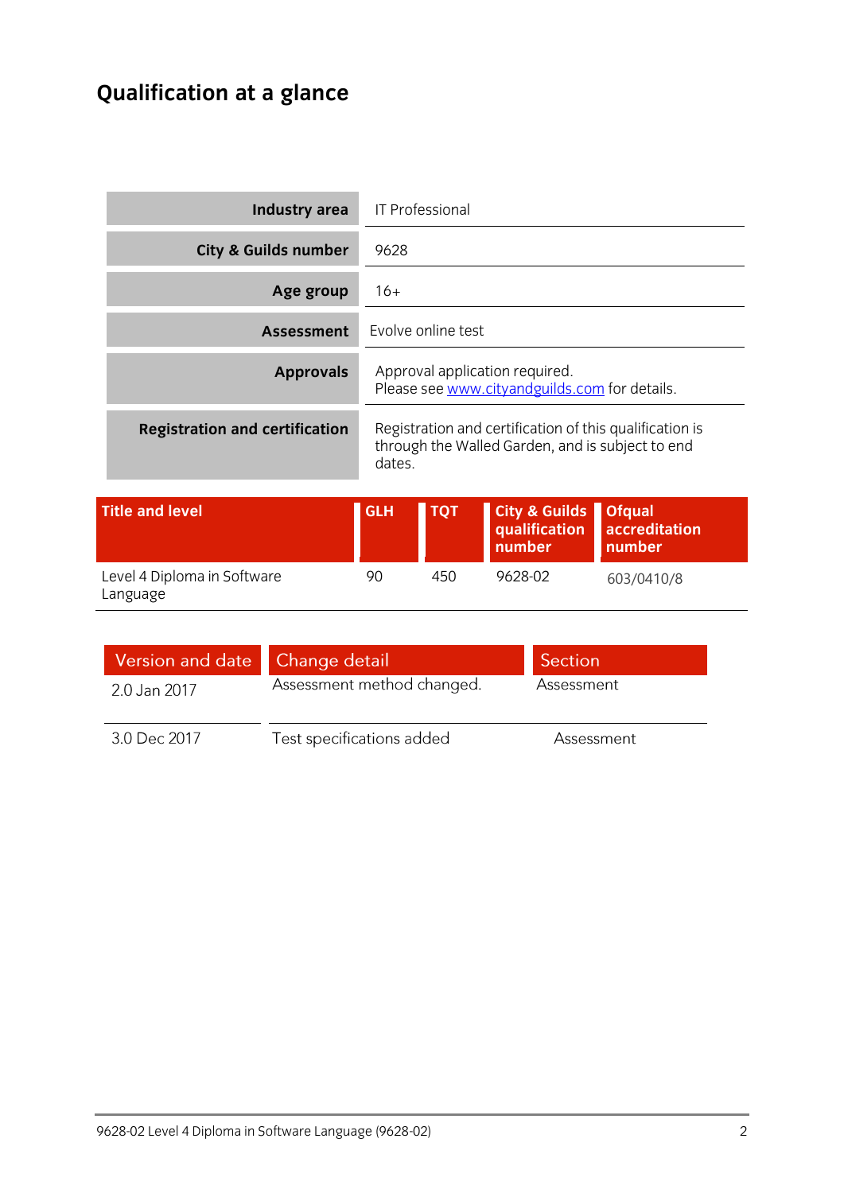# Qualification at a glance

| | |
|---|---|
| **Industry area** | IT Professional |
| **City & Guilds number** | 9628 |
| **Age group** | 16+ |
| **Assessment** | Evolve online test |
| **Approvals** | Approval application required. Please see www.cityandguilds.com for details. |
| **Registration and certification** | Registration and certification of this qualification is through the Walled Garden, and is subject to end dates. |

| Title and level | GLH | TQT | City & Guilds qualification number | Ofqual accreditation number |
|---|---|---|---|---|
| Level 4 Diploma in Software Language | 90 | 450 | 9628-02 | 603/0410/8 |

| Version and date | Change detail | Section |
|---|---|---|
| 2.0 Jan 2017 | Assessment method changed. | Assessment |
| 3.0 Dec 2017 | Test specifications added | Assessment |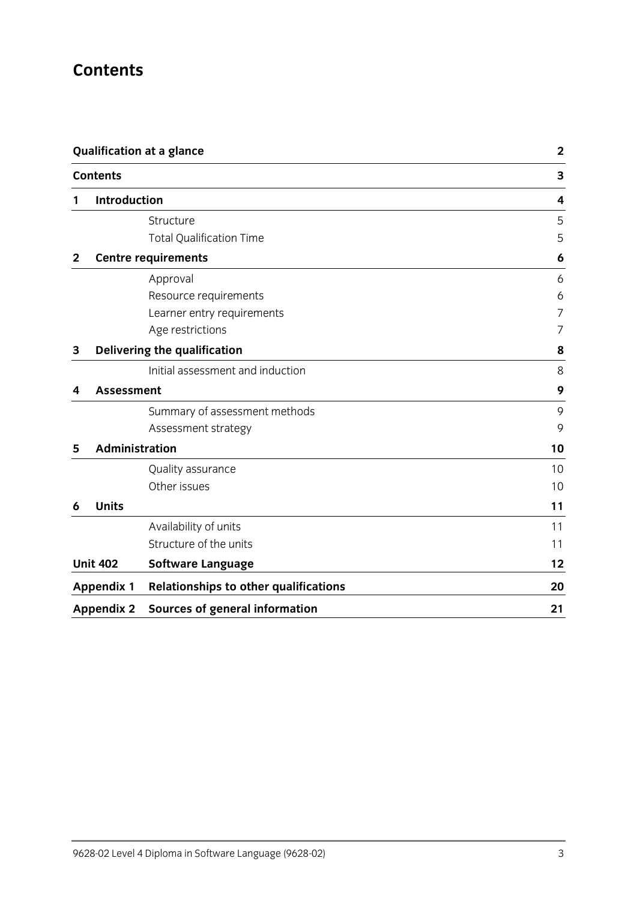# Contents

| | | |
|---|---|---|
| **Qualification at a glance** | | **2** |
| **Contents** | | **3** |
| **1** | **Introduction** | **4** |
| | Structure | 5 |
| | Total Qualification Time | 5 |
| **2** | **Centre requirements** | **6** |
| | Approval | 6 |
| | Resource requirements | 6 |
| | Learner entry requirements | 7 |
| | Age restrictions | 7 |
| **3** | **Delivering the qualification** | **8** |
| | Initial assessment and induction | 8 |
| **4** | **Assessment** | **9** |
| | Summary of assessment methods | 9 |
| | Assessment strategy | 9 |
| **5** | **Administration** | **10** |
| | Quality assurance | 10 |
| | Other issues | 10 |
| **6** | **Units** | **11** |
| | Availability of units | 11 |
| | Structure of the units | 11 |
| **Unit 402** | **Software Language** | **12** |
| **Appendix 1** | **Relationships to other qualifications** | **20** |
| **Appendix 2** | **Sources of general information** | **21** |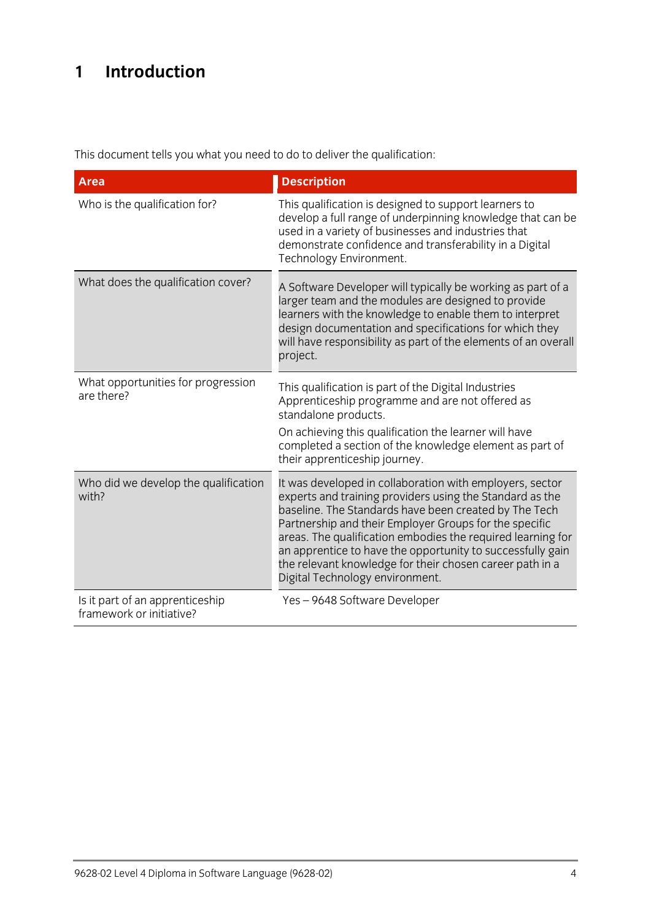# 1 Introduction

This document tells you what you need to do to deliver the qualification:

| Area | Description |
|---|---|
| Who is the qualification for? | This qualification is designed to support learners to develop a full range of underpinning knowledge that can be used in a variety of businesses and industries that demonstrate confidence and transferability in a Digital Technology Environment. |
| What does the qualification cover? | A Software Developer will typically be working as part of a larger team and the modules are designed to provide learners with the knowledge to enable them to interpret design documentation and specifications for which they will have responsibility as part of the elements of an overall project. |
| What opportunities for progression are there? | This qualification is part of the Digital Industries Apprenticeship programme and are not offered as standalone products.<br>On achieving this qualification the learner will have completed a section of the knowledge element as part of their apprenticeship journey. |
| Who did we develop the qualification with? | It was developed in collaboration with employers, sector experts and training providers using the Standard as the baseline. The Standards have been created by The Tech Partnership and their Employer Groups for the specific areas. The qualification embodies the required learning for an apprentice to have the opportunity to successfully gain the relevant knowledge for their chosen career path in a Digital Technology environment. |
| Is it part of an apprenticeship framework or initiative? | Yes – 9648 Software Developer |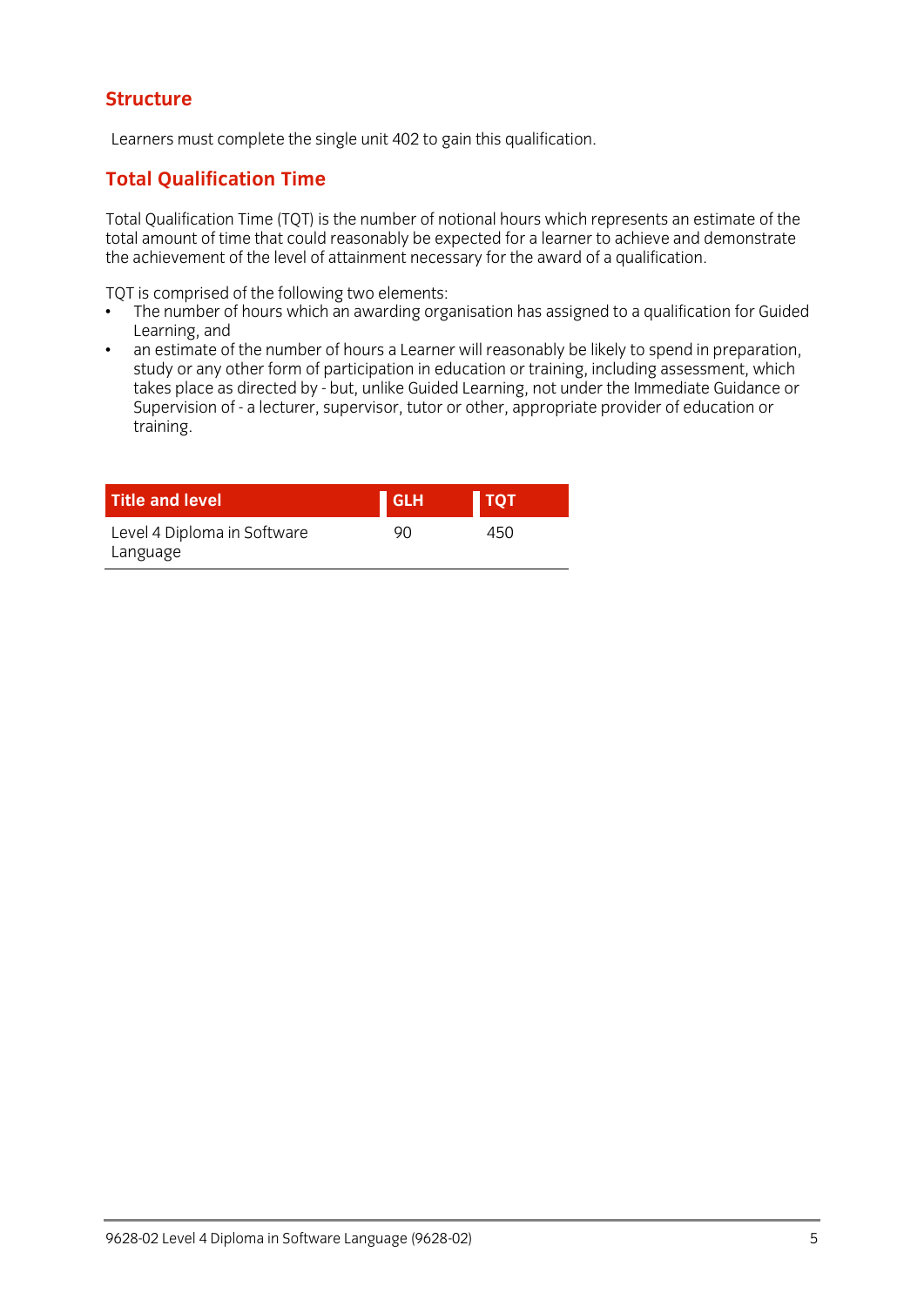## Structure

Learners must complete the single unit 402 to gain this qualification.

## Total Qualification Time

Total Qualification Time (TQT) is the number of notional hours which represents an estimate of the total amount of time that could reasonably be expected for a learner to achieve and demonstrate the achievement of the level of attainment necessary for the award of a qualification.

TQT is comprised of the following two elements:

- The number of hours which an awarding organisation has assigned to a qualification for Guided Learning, and
- an estimate of the number of hours a Learner will reasonably be likely to spend in preparation, study or any other form of participation in education or training, including assessment, which takes place as directed by - but, unlike Guided Learning, not under the Immediate Guidance or Supervision of - a lecturer, supervisor, tutor or other, appropriate provider of education or training.

| Title and level | GLH | TQT |
|---|---|---|
| Level 4 Diploma in Software Language | 90 | 450 |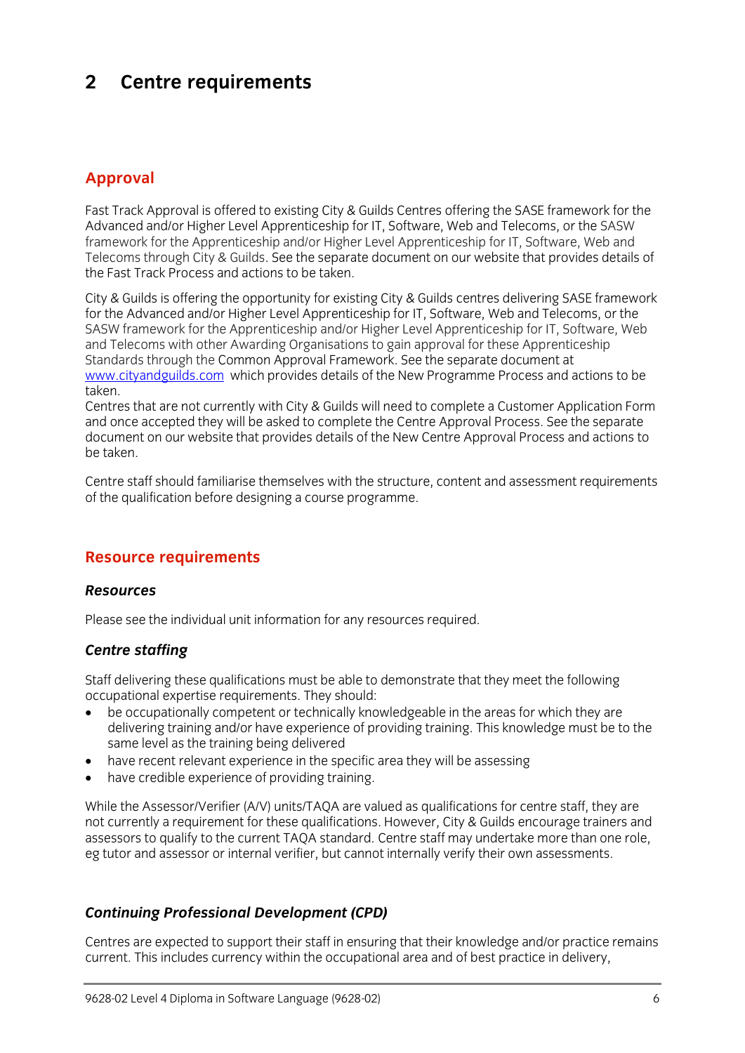# 2 Centre requirements

## Approval

Fast Track Approval is offered to existing City & Guilds Centres offering the SASE framework for the Advanced and/or Higher Level Apprenticeship for IT, Software, Web and Telecoms, or the SASW framework for the Apprenticeship and/or Higher Level Apprenticeship for IT, Software, Web and Telecoms through City & Guilds. See the separate document on our website that provides details of the Fast Track Process and actions to be taken.

City & Guilds is offering the opportunity for existing City & Guilds centres delivering SASE framework for the Advanced and/or Higher Level Apprenticeship for IT, Software, Web and Telecoms, or the SASW framework for the Apprenticeship and/or Higher Level Apprenticeship for IT, Software, Web and Telecoms with other Awarding Organisations to gain approval for these Apprenticeship Standards through the Common Approval Framework. See the separate document at www.cityandguilds.com which provides details of the New Programme Process and actions to be taken.
Centres that are not currently with City & Guilds will need to complete a Customer Application Form and once accepted they will be asked to complete the Centre Approval Process. See the separate document on our website that provides details of the New Centre Approval Process and actions to be taken.

Centre staff should familiarise themselves with the structure, content and assessment requirements of the qualification before designing a course programme.

## Resource requirements

### *Resources*

Please see the individual unit information for any resources required.

### *Centre staffing*

Staff delivering these qualifications must be able to demonstrate that they meet the following occupational expertise requirements. They should:

- be occupationally competent or technically knowledgeable in the areas for which they are delivering training and/or have experience of providing training. This knowledge must be to the same level as the training being delivered
- have recent relevant experience in the specific area they will be assessing
- have credible experience of providing training.

While the Assessor/Verifier (A/V) units/TAQA are valued as qualifications for centre staff, they are not currently a requirement for these qualifications. However, City & Guilds encourage trainers and assessors to qualify to the current TAQA standard. Centre staff may undertake more than one role, eg tutor and assessor or internal verifier, but cannot internally verify their own assessments.

### *Continuing Professional Development (CPD)*

Centres are expected to support their staff in ensuring that their knowledge and/or practice remains current. This includes currency within the occupational area and of best practice in delivery,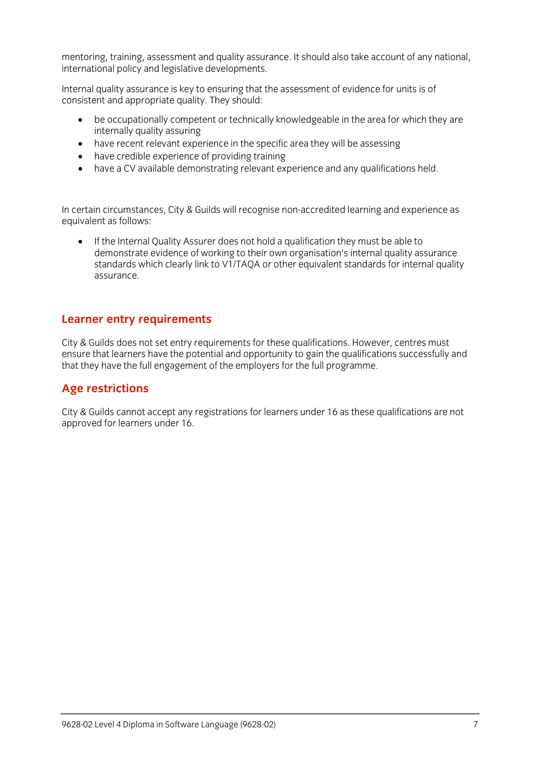mentoring, training, assessment and quality assurance. It should also take account of any national, international policy and legislative developments.

Internal quality assurance is key to ensuring that the assessment of evidence for units is of consistent and appropriate quality. They should:

- be occupationally competent or technically knowledgeable in the area for which they are internally quality assuring
- have recent relevant experience in the specific area they will be assessing
- have credible experience of providing training
- have a CV available demonstrating relevant experience and any qualifications held.

In certain circumstances, City & Guilds will recognise non-accredited learning and experience as equivalent as follows:

- If the Internal Quality Assurer does not hold a qualification they must be able to demonstrate evidence of working to their own organisation's internal quality assurance standards which clearly link to V1/TAQA or other equivalent standards for internal quality assurance.

## Learner entry requirements

City & Guilds does not set entry requirements for these qualifications. However, centres must ensure that learners have the potential and opportunity to gain the qualifications successfully and that they have the full engagement of the employers for the full programme.

## Age restrictions

City & Guilds cannot accept any registrations for learners under 16 as these qualifications are not approved for learners under 16.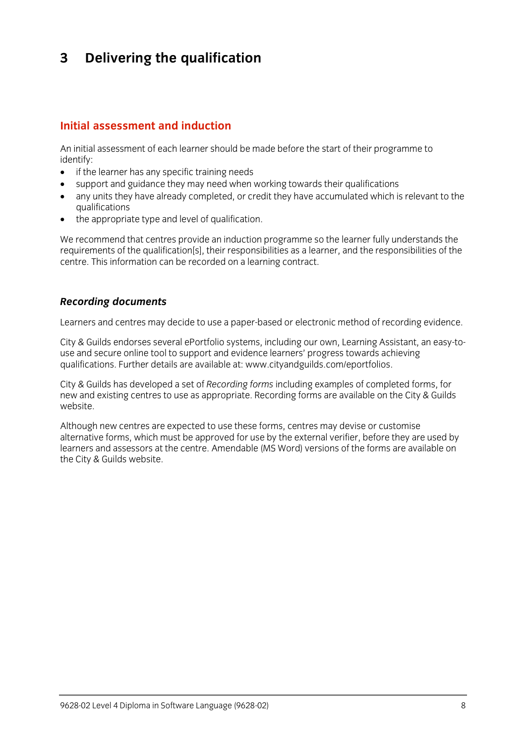# 3 Delivering the qualification

## Initial assessment and induction

An initial assessment of each learner should be made before the start of their programme to identify:

- if the learner has any specific training needs
- support and guidance they may need when working towards their qualifications
- any units they have already completed, or credit they have accumulated which is relevant to the qualifications
- the appropriate type and level of qualification.

We recommend that centres provide an induction programme so the learner fully understands the requirements of the qualification[s], their responsibilities as a learner, and the responsibilities of the centre. This information can be recorded on a learning contract.

### *Recording documents*

Learners and centres may decide to use a paper-based or electronic method of recording evidence.

City & Guilds endorses several ePortfolio systems, including our own, Learning Assistant, an easy-to-use and secure online tool to support and evidence learners' progress towards achieving qualifications. Further details are available at: www.cityandguilds.com/eportfolios.

City & Guilds has developed a set of *Recording forms* including examples of completed forms, for new and existing centres to use as appropriate. Recording forms are available on the City & Guilds website.

Although new centres are expected to use these forms, centres may devise or customise alternative forms, which must be approved for use by the external verifier, before they are used by learners and assessors at the centre. Amendable (MS Word) versions of the forms are available on the City & Guilds website.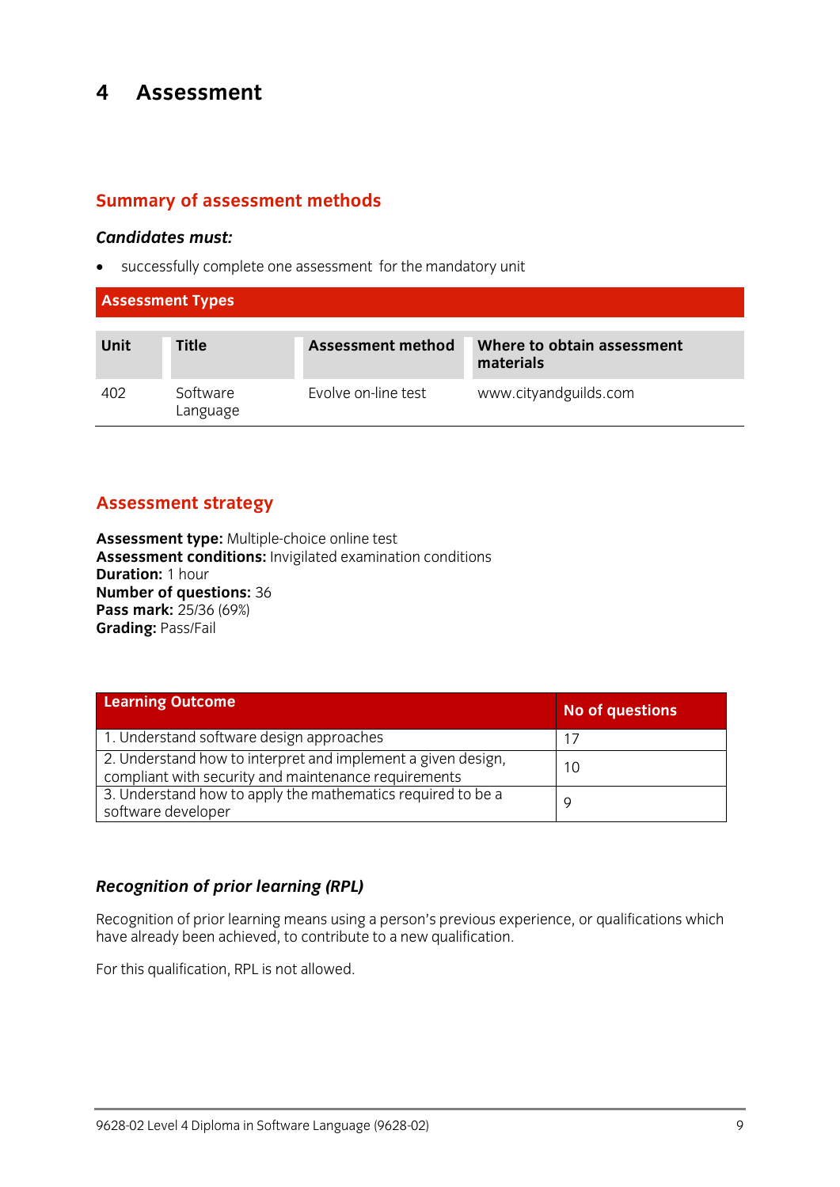# 4 Assessment

## Summary of assessment methods

***Candidates must:***

- successfully complete one assessment for the mandatory unit

| Assessment Types | | | |
|---|---|---|---|
| **Unit** | **Title** | **Assessment method** | **Where to obtain assessment materials** |
| 402 | Software Language | Evolve on-line test | www.cityandguilds.com |

## Assessment strategy

**Assessment type:** Multiple-choice online test
**Assessment conditions:** Invigilated examination conditions
**Duration:** 1 hour
**Number of questions:** 36
**Pass mark:** 25/36 (69%)
**Grading:** Pass/Fail

| Learning Outcome | No of questions |
|---|---|
| 1. Understand software design approaches | 17 |
| 2. Understand how to interpret and implement a given design, compliant with security and maintenance requirements | 10 |
| 3. Understand how to apply the mathematics required to be a software developer | 9 |

### *Recognition of prior learning (RPL)*

Recognition of prior learning means using a person's previous experience, or qualifications which have already been achieved, to contribute to a new qualification.

For this qualification, RPL is not allowed.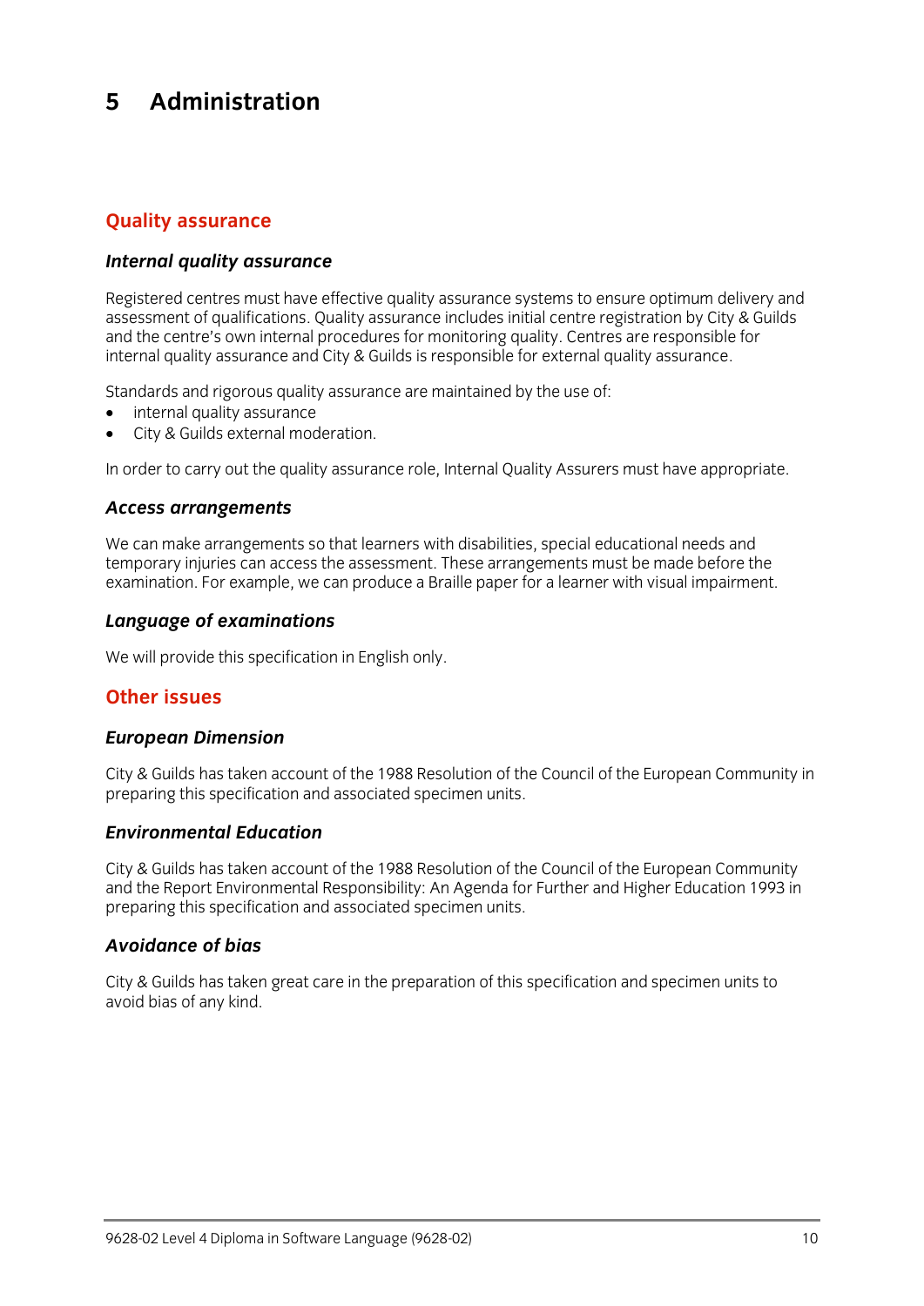# 5 Administration

## Quality assurance

### *Internal quality assurance*

Registered centres must have effective quality assurance systems to ensure optimum delivery and assessment of qualifications. Quality assurance includes initial centre registration by City & Guilds and the centre's own internal procedures for monitoring quality. Centres are responsible for internal quality assurance and City & Guilds is responsible for external quality assurance.

Standards and rigorous quality assurance are maintained by the use of:

- internal quality assurance
- City & Guilds external moderation.

In order to carry out the quality assurance role, Internal Quality Assurers must have appropriate.

### *Access arrangements*

We can make arrangements so that learners with disabilities, special educational needs and temporary injuries can access the assessment. These arrangements must be made before the examination. For example, we can produce a Braille paper for a learner with visual impairment.

### *Language of examinations*

We will provide this specification in English only.

## Other issues

### *European Dimension*

City & Guilds has taken account of the 1988 Resolution of the Council of the European Community in preparing this specification and associated specimen units.

### *Environmental Education*

City & Guilds has taken account of the 1988 Resolution of the Council of the European Community and the Report Environmental Responsibility: An Agenda for Further and Higher Education 1993 in preparing this specification and associated specimen units.

### *Avoidance of bias*

City & Guilds has taken great care in the preparation of this specification and specimen units to avoid bias of any kind.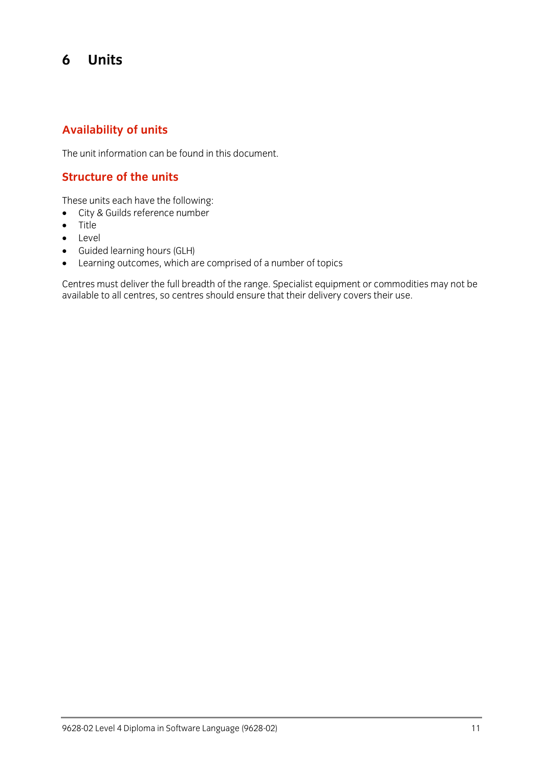# 6 Units

## Availability of units

The unit information can be found in this document.

## Structure of the units

These units each have the following:

- City & Guilds reference number
- Title
- Level
- Guided learning hours (GLH)
- Learning outcomes, which are comprised of a number of topics

Centres must deliver the full breadth of the range. Specialist equipment or commodities may not be available to all centres, so centres should ensure that their delivery covers their use.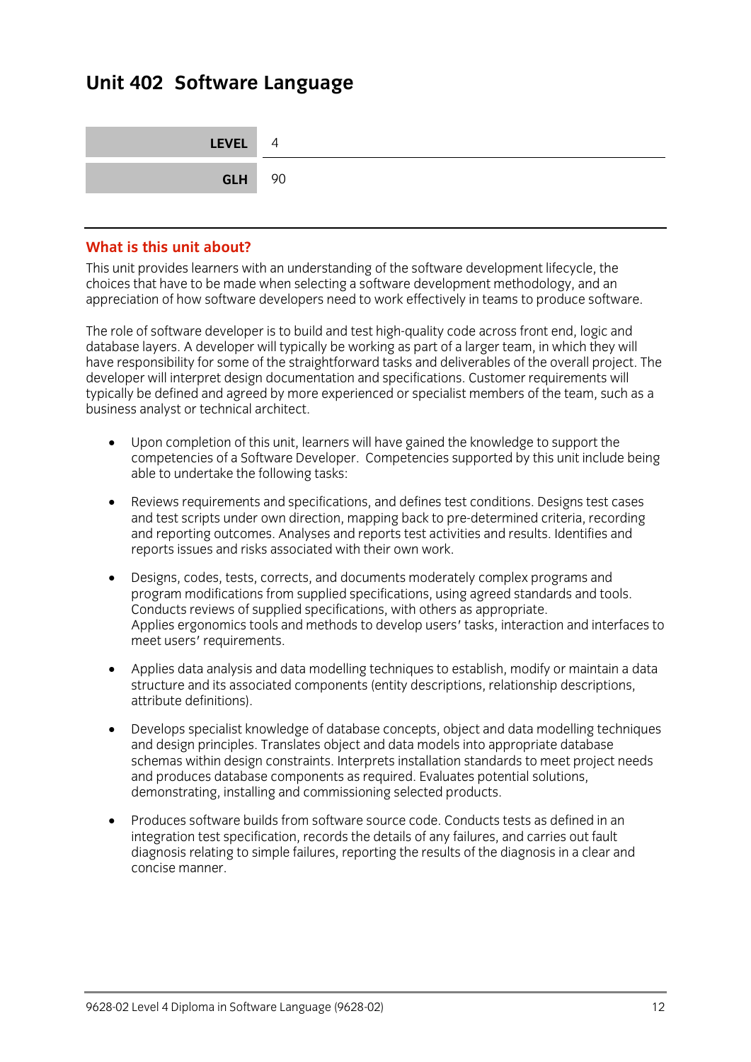# Unit 402 Software Language

| LEVEL | 4 |
|---|---|
| **GLH** | 90 |

## What is this unit about?

This unit provides learners with an understanding of the software development lifecycle, the choices that have to be made when selecting a software development methodology, and an appreciation of how software developers need to work effectively in teams to produce software.

The role of software developer is to build and test high-quality code across front end, logic and database layers. A developer will typically be working as part of a larger team, in which they will have responsibility for some of the straightforward tasks and deliverables of the overall project. The developer will interpret design documentation and specifications. Customer requirements will typically be defined and agreed by more experienced or specialist members of the team, such as a business analyst or technical architect.

- Upon completion of this unit, learners will have gained the knowledge to support the competencies of a Software Developer. Competencies supported by this unit include being able to undertake the following tasks:
- Reviews requirements and specifications, and defines test conditions. Designs test cases and test scripts under own direction, mapping back to pre-determined criteria, recording and reporting outcomes. Analyses and reports test activities and results. Identifies and reports issues and risks associated with their own work.
- Designs, codes, tests, corrects, and documents moderately complex programs and program modifications from supplied specifications, using agreed standards and tools. Conducts reviews of supplied specifications, with others as appropriate. Applies ergonomics tools and methods to develop users' tasks, interaction and interfaces to meet users' requirements.
- Applies data analysis and data modelling techniques to establish, modify or maintain a data structure and its associated components (entity descriptions, relationship descriptions, attribute definitions).
- Develops specialist knowledge of database concepts, object and data modelling techniques and design principles. Translates object and data models into appropriate database schemas within design constraints. Interprets installation standards to meet project needs and produces database components as required. Evaluates potential solutions, demonstrating, installing and commissioning selected products.
- Produces software builds from software source code. Conducts tests as defined in an integration test specification, records the details of any failures, and carries out fault diagnosis relating to simple failures, reporting the results of the diagnosis in a clear and concise manner.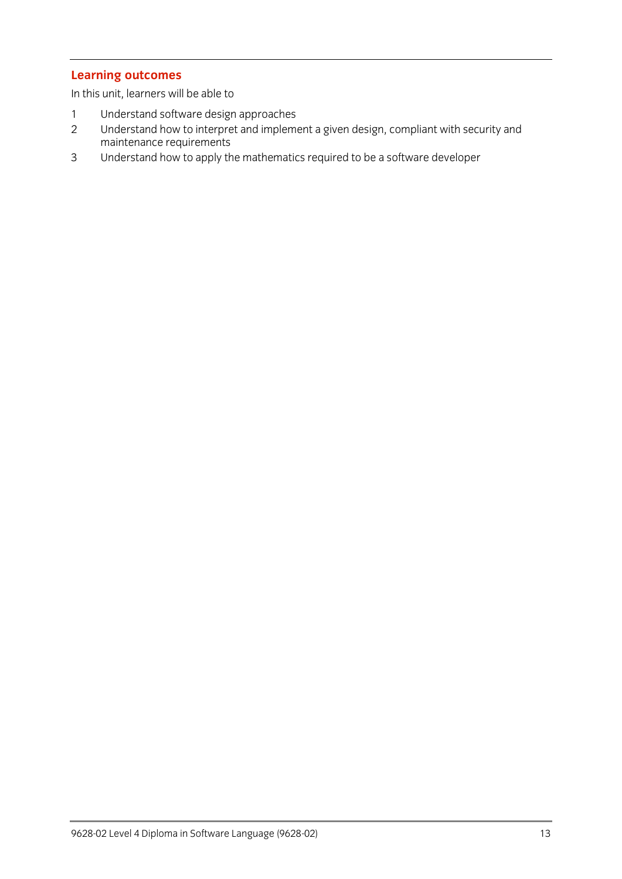## Learning outcomes

In this unit, learners will be able to

1. Understand software design approaches
2. Understand how to interpret and implement a given design, compliant with security and maintenance requirements
3. Understand how to apply the mathematics required to be a software developer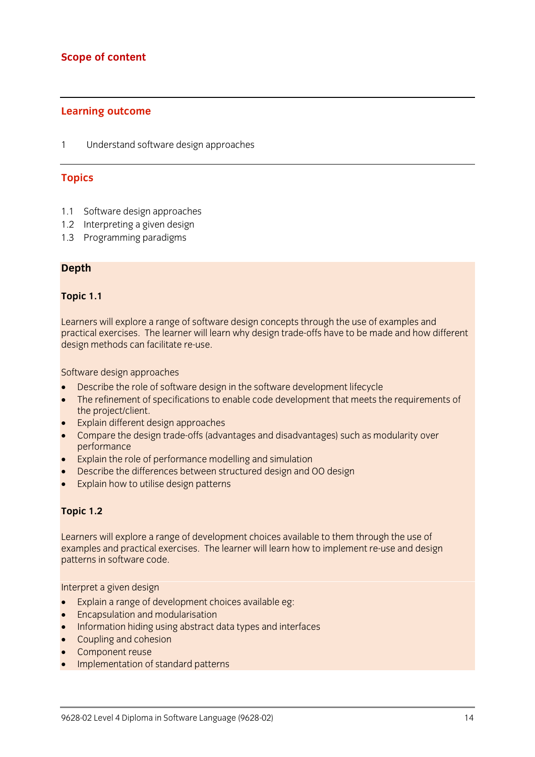## Scope of content

### Learning outcome

1 Understand software design approaches

### Topics

1.1 Software design approaches
1.2 Interpreting a given design
1.3 Programming paradigms

### Depth

**Topic 1.1**

Learners will explore a range of software design concepts through the use of examples and practical exercises. The learner will learn why design trade-offs have to be made and how different design methods can facilitate re-use.

Software design approaches

- Describe the role of software design in the software development lifecycle
- The refinement of specifications to enable code development that meets the requirements of the project/client.
- Explain different design approaches
- Compare the design trade-offs (advantages and disadvantages) such as modularity over performance
- Explain the role of performance modelling and simulation
- Describe the differences between structured design and OO design
- Explain how to utilise design patterns

**Topic 1.2**

Learners will explore a range of development choices available to them through the use of examples and practical exercises. The learner will learn how to implement re-use and design patterns in software code.

Interpret a given design

- Explain a range of development choices available eg:
- Encapsulation and modularisation
- Information hiding using abstract data types and interfaces
- Coupling and cohesion
- Component reuse
- Implementation of standard patterns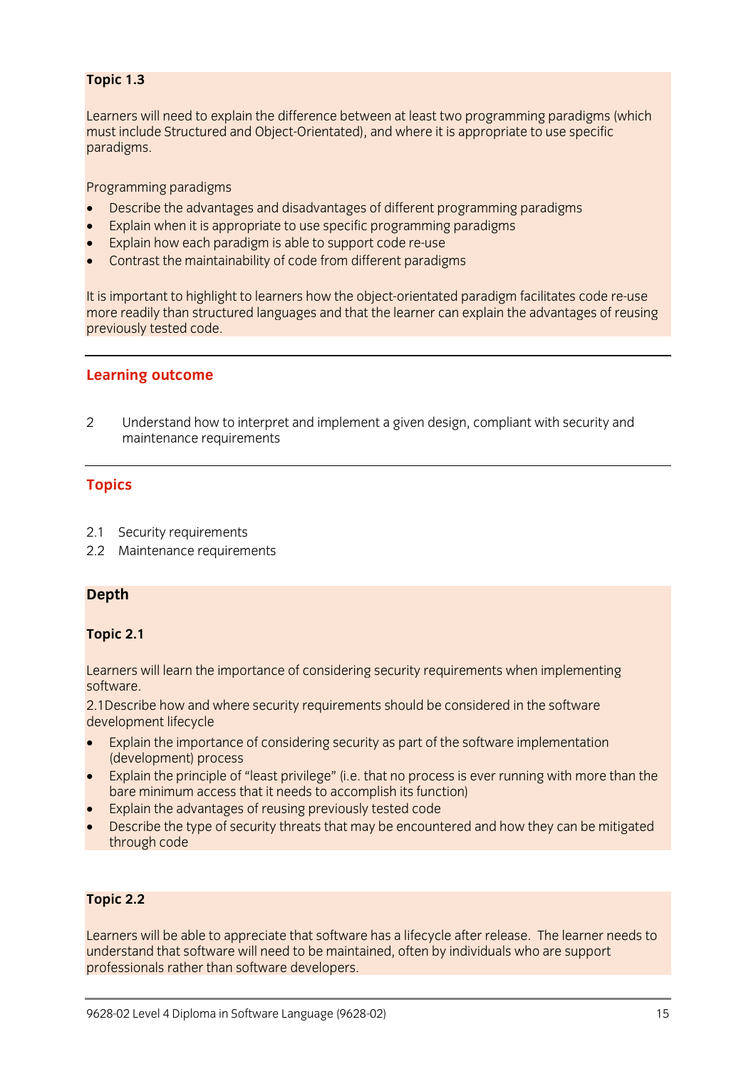**Topic 1.3**

Learners will need to explain the difference between at least two programming paradigms (which must include Structured and Object-Orientated), and where it is appropriate to use specific paradigms.

Programming paradigms

- Describe the advantages and disadvantages of different programming paradigms
- Explain when it is appropriate to use specific programming paradigms
- Explain how each paradigm is able to support code re-use
- Contrast the maintainability of code from different paradigms

It is important to highlight to learners how the object-orientated paradigm facilitates code re-use more readily than structured languages and that the learner can explain the advantages of reusing previously tested code.

---

## Learning outcome

2 Understand how to interpret and implement a given design, compliant with security and maintenance requirements

---

## Topics

2.1 Security requirements
2.2 Maintenance requirements

### Depth

**Topic 2.1**

Learners will learn the importance of considering security requirements when implementing software.

2.1Describe how and where security requirements should be considered in the software development lifecycle

- Explain the importance of considering security as part of the software implementation (development) process
- Explain the principle of “least privilege” (i.e. that no process is ever running with more than the bare minimum access that it needs to accomplish its function)
- Explain the advantages of reusing previously tested code
- Describe the type of security threats that may be encountered and how they can be mitigated through code

**Topic 2.2**

Learners will be able to appreciate that software has a lifecycle after release. The learner needs to understand that software will need to be maintained, often by individuals who are support professionals rather than software developers.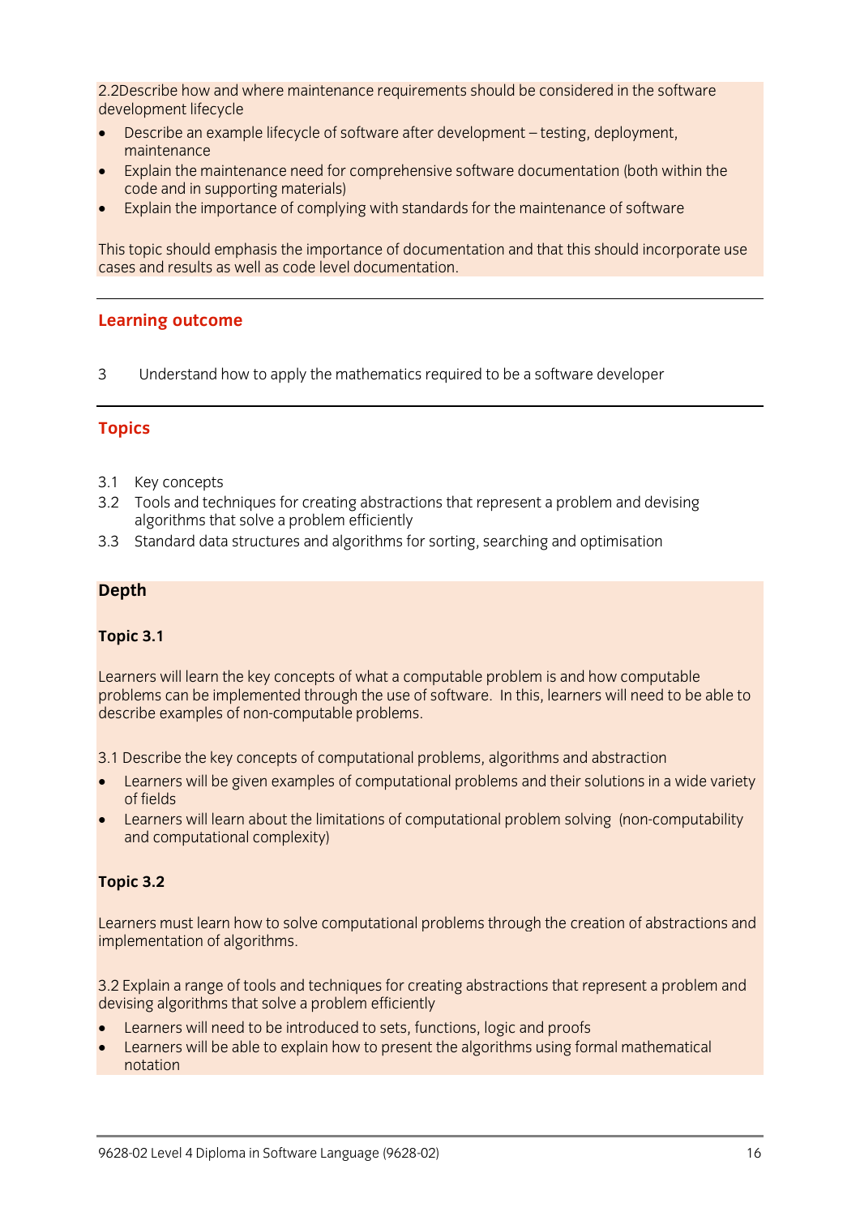2.2Describe how and where maintenance requirements should be considered in the software development lifecycle

- Describe an example lifecycle of software after development – testing, deployment, maintenance
- Explain the maintenance need for comprehensive software documentation (both within the code and in supporting materials)
- Explain the importance of complying with standards for the maintenance of software

This topic should emphasis the importance of documentation and that this should incorporate use cases and results as well as code level documentation.

## Learning outcome

3 Understand how to apply the mathematics required to be a software developer

## Topics

3.1 Key concepts
3.2 Tools and techniques for creating abstractions that represent a problem and devising algorithms that solve a problem efficiently
3.3 Standard data structures and algorithms for sorting, searching and optimisation

### Depth

**Topic 3.1**

Learners will learn the key concepts of what a computable problem is and how computable problems can be implemented through the use of software. In this, learners will need to be able to describe examples of non-computable problems.

3.1 Describe the key concepts of computational problems, algorithms and abstraction

- Learners will be given examples of computational problems and their solutions in a wide variety of fields
- Learners will learn about the limitations of computational problem solving (non-computability and computational complexity)

**Topic 3.2**

Learners must learn how to solve computational problems through the creation of abstractions and implementation of algorithms.

3.2 Explain a range of tools and techniques for creating abstractions that represent a problem and devising algorithms that solve a problem efficiently

- Learners will need to be introduced to sets, functions, logic and proofs
- Learners will be able to explain how to present the algorithms using formal mathematical notation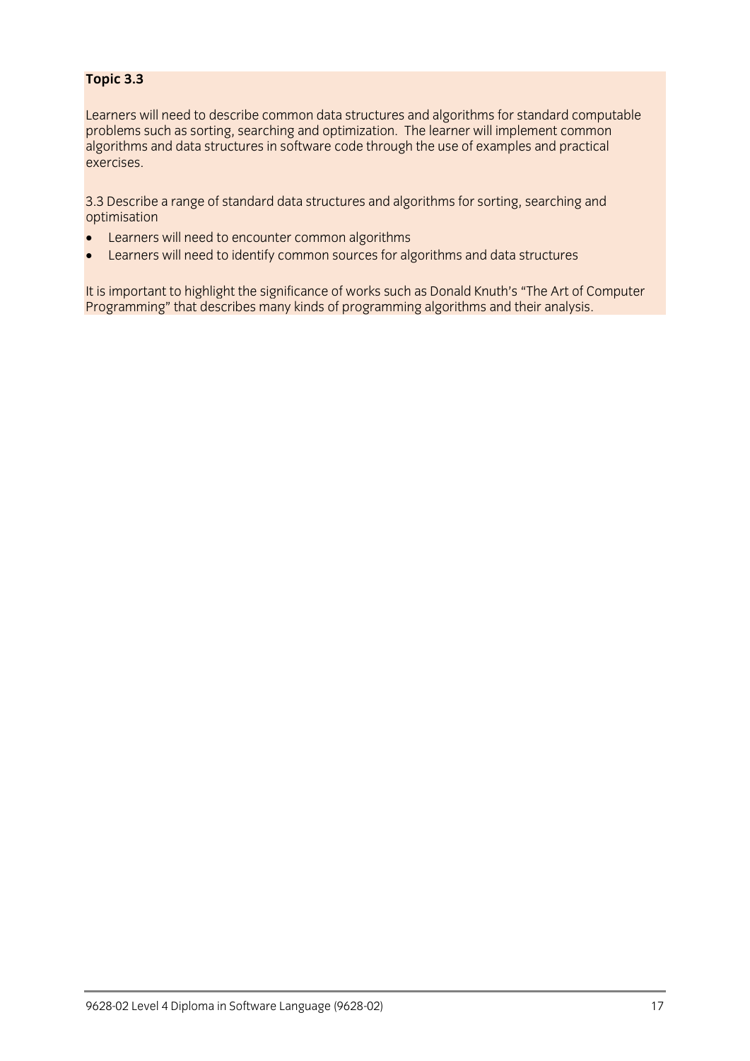**Topic 3.3**

Learners will need to describe common data structures and algorithms for standard computable problems such as sorting, searching and optimization. The learner will implement common algorithms and data structures in software code through the use of examples and practical exercises.

3.3 Describe a range of standard data structures and algorithms for sorting, searching and optimisation

- Learners will need to encounter common algorithms
- Learners will need to identify common sources for algorithms and data structures

It is important to highlight the significance of works such as Donald Knuth's "The Art of Computer Programming" that describes many kinds of programming algorithms and their analysis.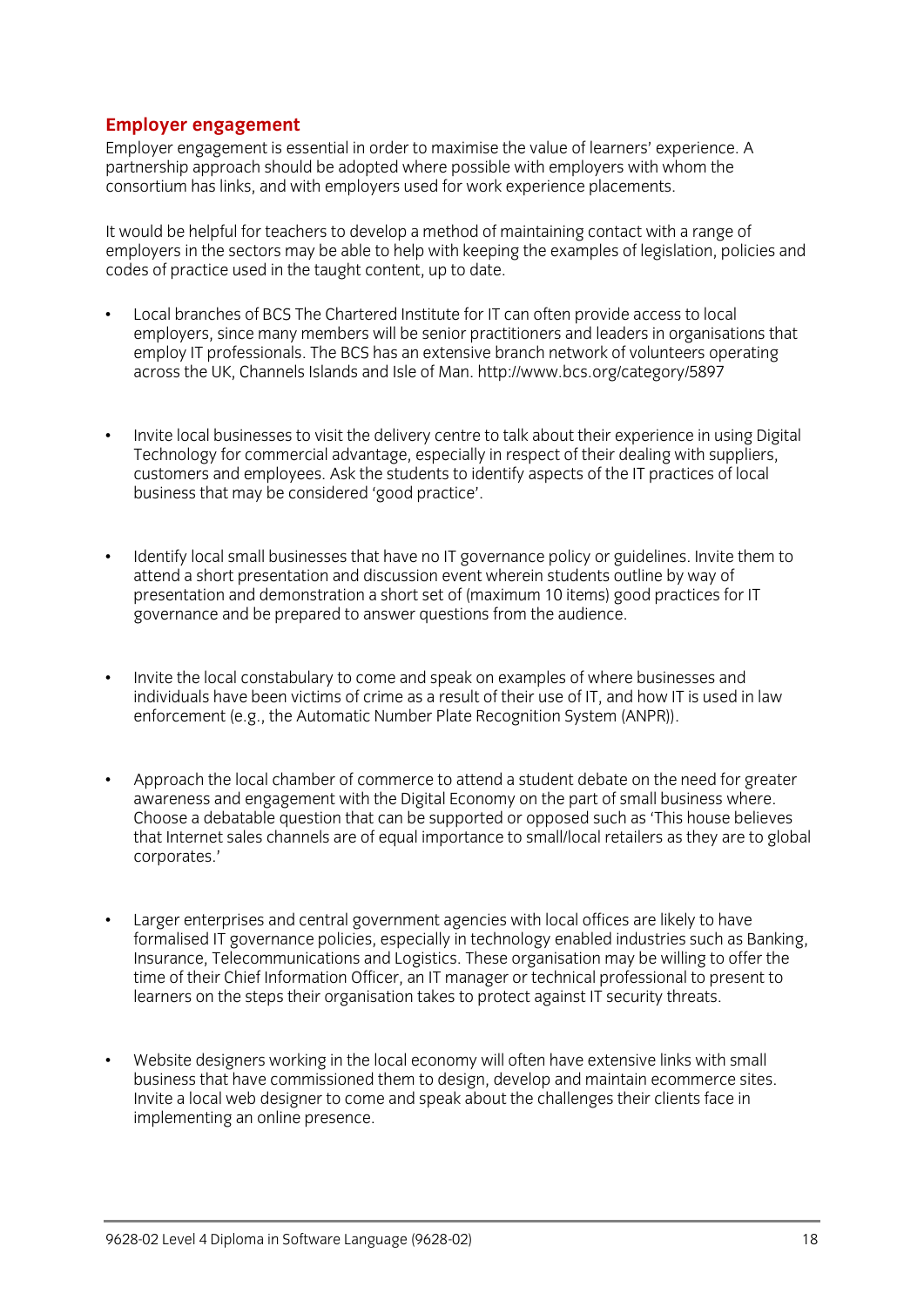## Employer engagement

Employer engagement is essential in order to maximise the value of learners' experience. A partnership approach should be adopted where possible with employers with whom the consortium has links, and with employers used for work experience placements.

It would be helpful for teachers to develop a method of maintaining contact with a range of employers in the sectors may be able to help with keeping the examples of legislation, policies and codes of practice used in the taught content, up to date.

- Local branches of BCS The Chartered Institute for IT can often provide access to local employers, since many members will be senior practitioners and leaders in organisations that employ IT professionals. The BCS has an extensive branch network of volunteers operating across the UK, Channels Islands and Isle of Man. http://www.bcs.org/category/5897

- Invite local businesses to visit the delivery centre to talk about their experience in using Digital Technology for commercial advantage, especially in respect of their dealing with suppliers, customers and employees. Ask the students to identify aspects of the IT practices of local business that may be considered 'good practice'.

- Identify local small businesses that have no IT governance policy or guidelines. Invite them to attend a short presentation and discussion event wherein students outline by way of presentation and demonstration a short set of (maximum 10 items) good practices for IT governance and be prepared to answer questions from the audience.

- Invite the local constabulary to come and speak on examples of where businesses and individuals have been victims of crime as a result of their use of IT, and how IT is used in law enforcement (e.g., the Automatic Number Plate Recognition System (ANPR)).

- Approach the local chamber of commerce to attend a student debate on the need for greater awareness and engagement with the Digital Economy on the part of small business where. Choose a debatable question that can be supported or opposed such as 'This house believes that Internet sales channels are of equal importance to small/local retailers as they are to global corporates.'

- Larger enterprises and central government agencies with local offices are likely to have formalised IT governance policies, especially in technology enabled industries such as Banking, Insurance, Telecommunications and Logistics. These organisation may be willing to offer the time of their Chief Information Officer, an IT manager or technical professional to present to learners on the steps their organisation takes to protect against IT security threats.

- Website designers working in the local economy will often have extensive links with small business that have commissioned them to design, develop and maintain ecommerce sites. Invite a local web designer to come and speak about the challenges their clients face in implementing an online presence.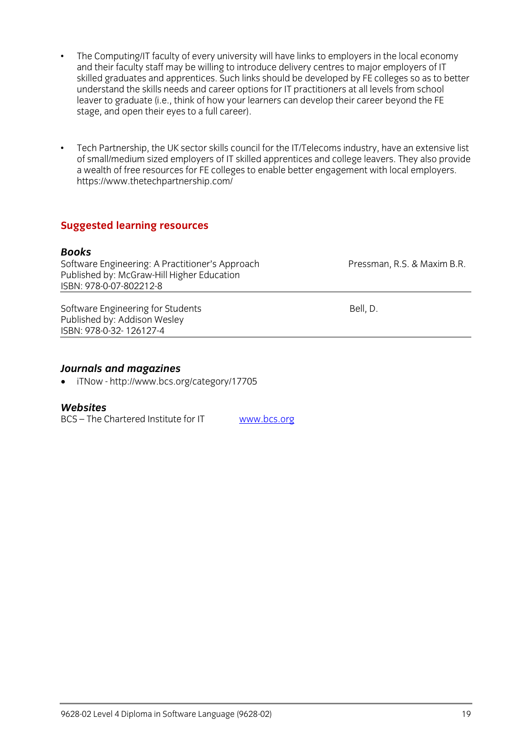- The Computing/IT faculty of every university will have links to employers in the local economy and their faculty staff may be willing to introduce delivery centres to major employers of IT skilled graduates and apprentices. Such links should be developed by FE colleges so as to better understand the skills needs and career options for IT practitioners at all levels from school leaver to graduate (i.e., think of how your learners can develop their career beyond the FE stage, and open their eyes to a full career).

- Tech Partnership, the UK sector skills council for the IT/Telecoms industry, have an extensive list of small/medium sized employers of IT skilled apprentices and college leavers. They also provide a wealth of free resources for FE colleges to enable better engagement with local employers. https://www.thetechpartnership.com/

## Suggested learning resources

### *Books*

| | |
|---|---|
| Software Engineering: A Practitioner's Approach<br>Published by: McGraw-Hill Higher Education<br>ISBN: 978-0-07-802212-8 | Pressman, R.S. & Maxim B.R. |
| Software Engineering for Students<br>Published by: Addison Wesley<br>ISBN: 978-0-32- 126127-4 | Bell, D. |

### *Journals and magazines*

- iTNow - http://www.bcs.org/category/17705

### *Websites*

BCS – The Chartered Institute for IT www.bcs.org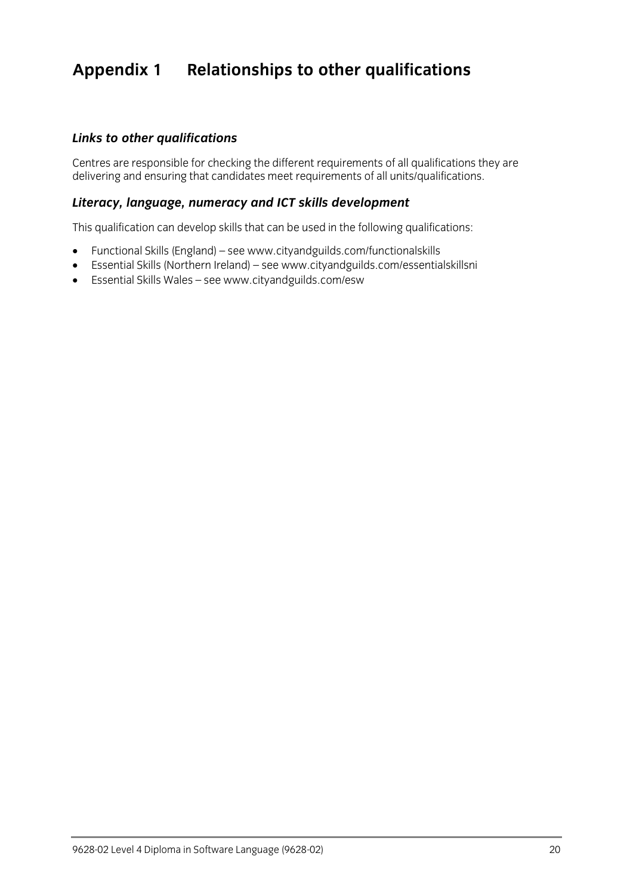# Appendix 1 Relationships to other qualifications

### *Links to other qualifications*

Centres are responsible for checking the different requirements of all qualifications they are delivering and ensuring that candidates meet requirements of all units/qualifications.

### *Literacy, language, numeracy and ICT skills development*

This qualification can develop skills that can be used in the following qualifications:

- Functional Skills (England) – see www.cityandguilds.com/functionalskills
- Essential Skills (Northern Ireland) – see www.cityandguilds.com/essentialskillsni
- Essential Skills Wales – see www.cityandguilds.com/esw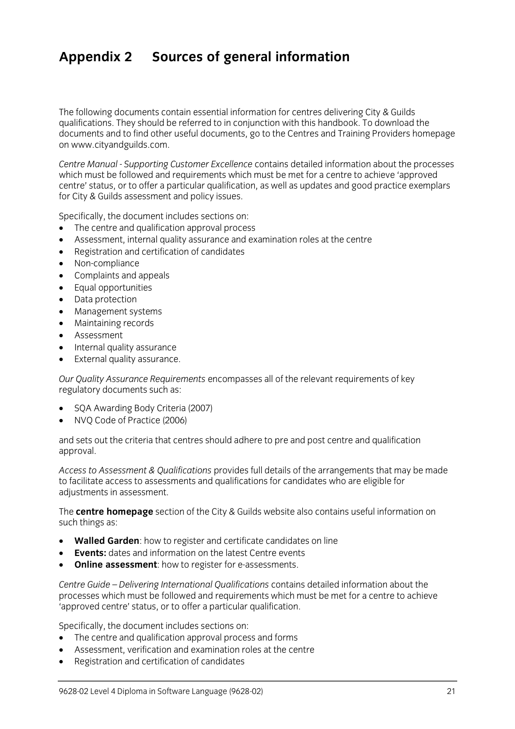# Appendix 2 Sources of general information

The following documents contain essential information for centres delivering City & Guilds qualifications. They should be referred to in conjunction with this handbook. To download the documents and to find other useful documents, go to the Centres and Training Providers homepage on www.cityandguilds.com.

*Centre Manual - Supporting Customer Excellence* contains detailed information about the processes which must be followed and requirements which must be met for a centre to achieve 'approved centre' status, or to offer a particular qualification, as well as updates and good practice exemplars for City & Guilds assessment and policy issues.

Specifically, the document includes sections on:

- The centre and qualification approval process
- Assessment, internal quality assurance and examination roles at the centre
- Registration and certification of candidates
- Non-compliance
- Complaints and appeals
- Equal opportunities
- Data protection
- Management systems
- Maintaining records
- Assessment
- Internal quality assurance
- External quality assurance.

*Our Quality Assurance Requirements* encompasses all of the relevant requirements of key regulatory documents such as:

- SQA Awarding Body Criteria (2007)
- NVQ Code of Practice (2006)

and sets out the criteria that centres should adhere to pre and post centre and qualification approval.

*Access to Assessment & Qualifications* provides full details of the arrangements that may be made to facilitate access to assessments and qualifications for candidates who are eligible for adjustments in assessment.

The **centre homepage** section of the City & Guilds website also contains useful information on such things as:

- **Walled Garden**: how to register and certificate candidates on line
- **Events:** dates and information on the latest Centre events
- **Online assessment**: how to register for e-assessments.

*Centre Guide – Delivering International Qualifications* contains detailed information about the processes which must be followed and requirements which must be met for a centre to achieve 'approved centre' status, or to offer a particular qualification.

Specifically, the document includes sections on:

- The centre and qualification approval process and forms
- Assessment, verification and examination roles at the centre
- Registration and certification of candidates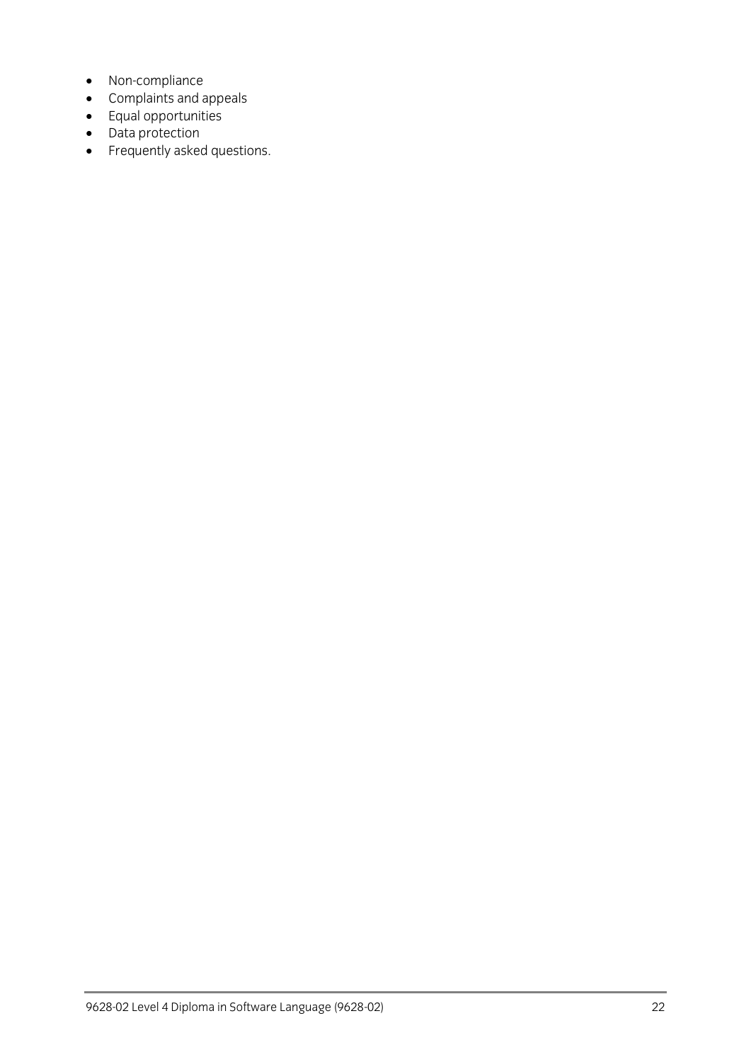- Non-compliance
- Complaints and appeals
- Equal opportunities
- Data protection
- Frequently asked questions.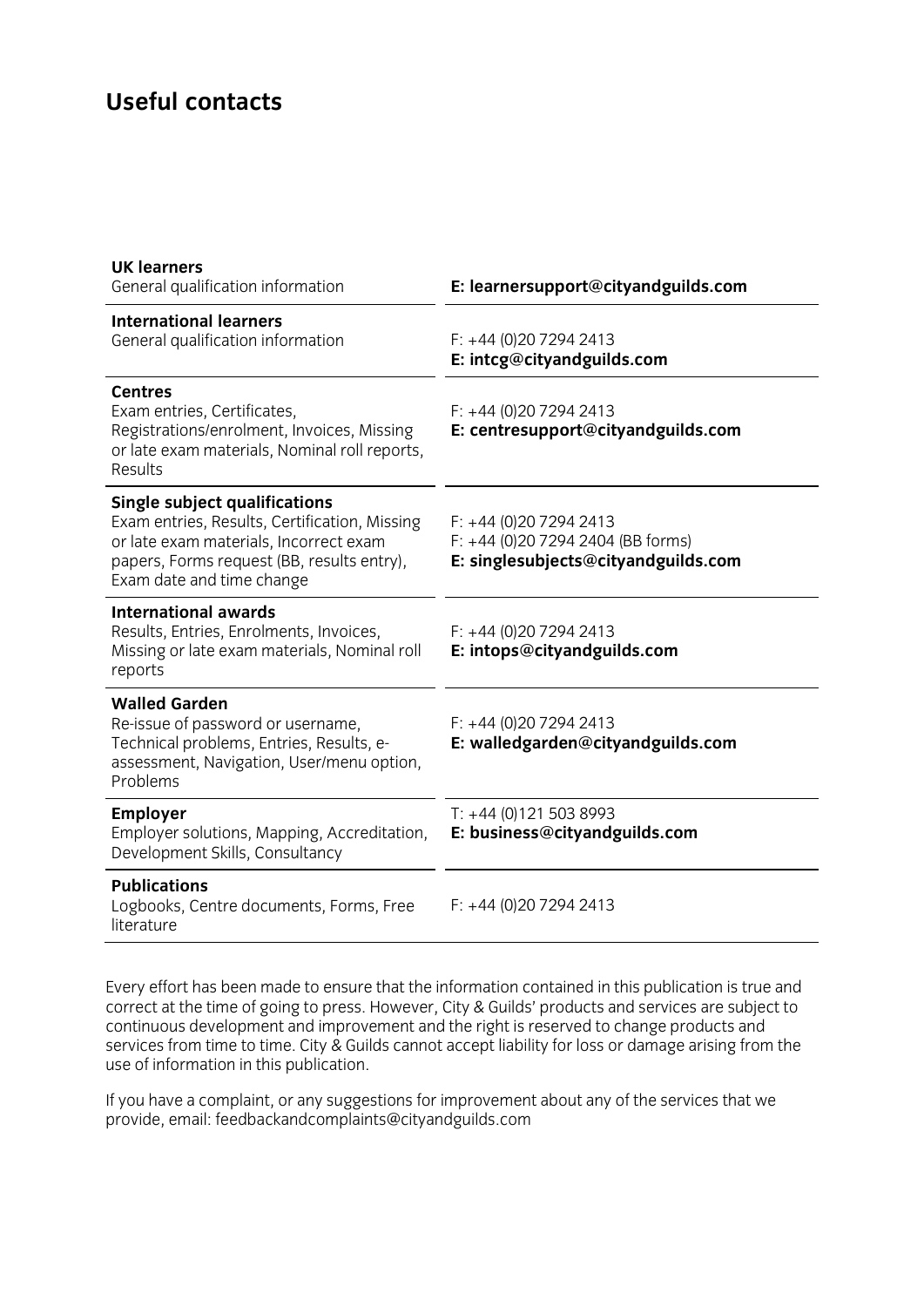## Useful contacts

| | |
|---|---|
| **UK learners**<br>General qualification information | **E: learnersupport@cityandguilds.com** |
| **International learners**<br>General qualification information | F: +44 (0)20 7294 2413<br>**E: intcg@cityandguilds.com** |
| **Centres**<br>Exam entries, Certificates, Registrations/enrolment, Invoices, Missing or late exam materials, Nominal roll reports, Results | F: +44 (0)20 7294 2413<br>**E: centresupport@cityandguilds.com** |
| **Single subject qualifications**<br>Exam entries, Results, Certification, Missing or late exam materials, Incorrect exam papers, Forms request (BB, results entry), Exam date and time change | F: +44 (0)20 7294 2413<br>F: +44 (0)20 7294 2404 (BB forms)<br>**E: singlesubjects@cityandguilds.com** |
| **International awards**<br>Results, Entries, Enrolments, Invoices, Missing or late exam materials, Nominal roll reports | F: +44 (0)20 7294 2413<br>**E: intops@cityandguilds.com** |
| **Walled Garden**<br>Re-issue of password or username, Technical problems, Entries, Results, e-assessment, Navigation, User/menu option, Problems | F: +44 (0)20 7294 2413<br>**E: walledgarden@cityandguilds.com** |
| **Employer**<br>Employer solutions, Mapping, Accreditation, Development Skills, Consultancy | T: +44 (0)121 503 8993<br>**E: business@cityandguilds.com** |
| **Publications**<br>Logbooks, Centre documents, Forms, Free literature | F: +44 (0)20 7294 2413 |

Every effort has been made to ensure that the information contained in this publication is true and correct at the time of going to press. However, City & Guilds' products and services are subject to continuous development and improvement and the right is reserved to change products and services from time to time. City & Guilds cannot accept liability for loss or damage arising from the use of information in this publication.

If you have a complaint, or any suggestions for improvement about any of the services that we provide, email: feedbackandcomplaints@cityandguilds.com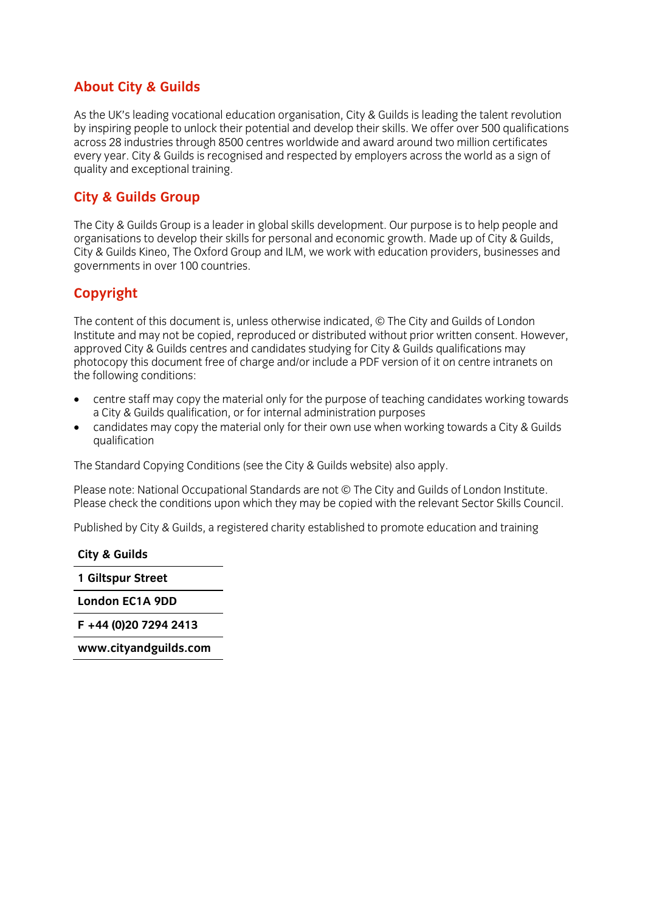## About City & Guilds

As the UK's leading vocational education organisation, City & Guilds is leading the talent revolution by inspiring people to unlock their potential and develop their skills. We offer over 500 qualifications across 28 industries through 8500 centres worldwide and award around two million certificates every year. City & Guilds is recognised and respected by employers across the world as a sign of quality and exceptional training.

## City & Guilds Group

The City & Guilds Group is a leader in global skills development. Our purpose is to help people and organisations to develop their skills for personal and economic growth. Made up of City & Guilds, City & Guilds Kineo, The Oxford Group and ILM, we work with education providers, businesses and governments in over 100 countries.

## Copyright

The content of this document is, unless otherwise indicated, © The City and Guilds of London Institute and may not be copied, reproduced or distributed without prior written consent. However, approved City & Guilds centres and candidates studying for City & Guilds qualifications may photocopy this document free of charge and/or include a PDF version of it on centre intranets on the following conditions:

- centre staff may copy the material only for the purpose of teaching candidates working towards a City & Guilds qualification, or for internal administration purposes
- candidates may copy the material only for their own use when working towards a City & Guilds qualification

The Standard Copying Conditions (see the City & Guilds website) also apply.

Please note: National Occupational Standards are not © The City and Guilds of London Institute. Please check the conditions upon which they may be copied with the relevant Sector Skills Council.

Published by City & Guilds, a registered charity established to promote education and training

**City & Guilds**

**1 Giltspur Street**

**London EC1A 9DD**

**F +44 (0)20 7294 2413**

**www.cityandguilds.com**